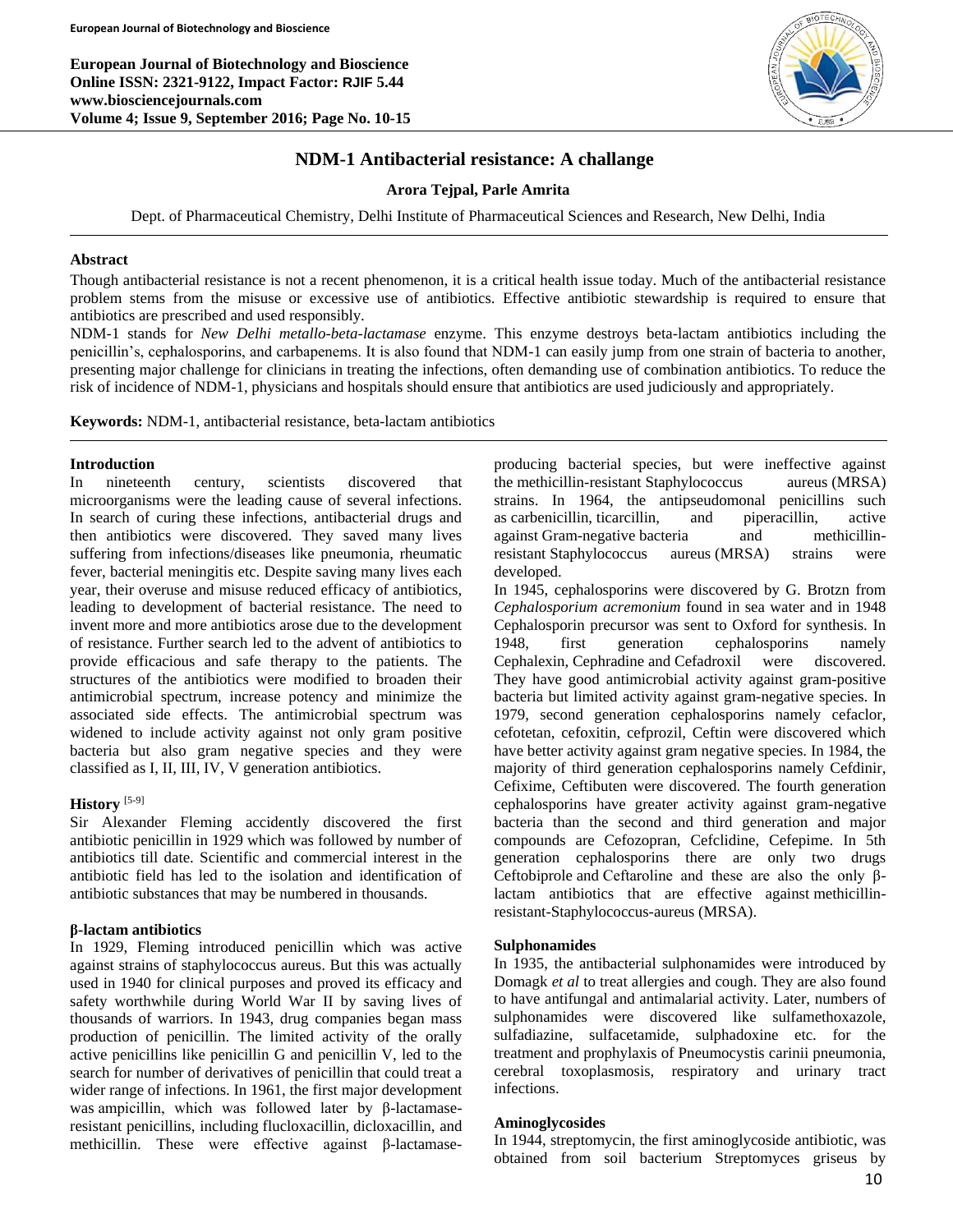# NDM-1 Antibacterial resistance: A challange

**Arora Tejpal, Parle Amrita**

Dept. of Pharmaceutical Chemistry, Delhi Institute of Pharmaceutical Sciences and Research, New Delhi, India

## Abstract

Though antibacterial resistance is not a recent phenomenon, it is a critical health issue today. Much of the antibacterial resistance problem stems from the misuse or excessive use of antibiotics. Effective antibiotic stewardship is required to ensure that antibiotics are prescribed and used responsibly.

NDM-1 stands for *New Delhi metallo-beta-lactamase* enzyme. This enzyme destroys beta-lactam antibiotics including the penicillin's, cephalosporins, and carbapenems. It is also found that NDM-1 can easily jump from one strain of bacteria to another, presenting major challenge for clinicians in treating the infections, often demanding use of combination antibiotics. To reduce the risk of incidence of NDM-1, physicians and hospitals should ensure that antibiotics are used judiciously and appropriately.

**Keywords:** NDM-1, antibacterial resistance, beta-lactam antibiotics

## Introduction

In nineteenth century, scientists discovered that microorganisms were the leading cause of several infections. In search of curing these infections, antibacterial drugs and then antibiotics were discovered. They saved many lives suffering from infections/diseases like pneumonia, rheumatic fever, bacterial meningitis etc. Despite saving many lives each year, their overuse and misuse reduced efficacy of antibiotics, leading to development of bacterial resistance. The need to invent more and more antibiotics arose due to the development of resistance. Further search led to the advent of antibiotics to provide efficacious and safe therapy to the patients. The structures of the antibiotics were modified to broaden their antimicrobial spectrum, increase potency and minimize the associated side effects. The antimicrobial spectrum was widened to include activity against not only gram positive bacteria but also gram negative species and they were classified as I, II, III, IV, V generation antibiotics.

## History [5-9]

Sir Alexander Fleming accidently discovered the first antibiotic penicillin in 1929 which was followed by number of antibiotics till date. Scientific and commercial interest in the antibiotic field has led to the isolation and identification of antibiotic substances that may be numbered in thousands.

### β-lactam antibiotics

In 1929, Fleming introduced penicillin which was active against strains of staphylococcus aureus. But this was actually used in 1940 for clinical purposes and proved its efficacy and safety worthwhile during World War II by saving lives of thousands of warriors. In 1943, drug companies began mass production of penicillin. The limited activity of the orally active penicillins like penicillin G and penicillin V, led to the search for number of derivatives of penicillin that could treat a wider range of infections. In 1961, the first major development was ampicillin, which was followed later by β-lactamase-resistant penicillins, including flucloxacillin, dicloxacillin, and methicillin. These were effective against β-lactamase-producing bacterial species, but were ineffective against the methicillin-resistant Staphylococcus aureus (MRSA) strains. In 1964, the antipseudomonal penicillins such as carbenicillin, ticarcillin, and piperacillin, active against Gram-negative bacteria and methicillin-resistant Staphylococcus aureus (MRSA) strains were developed.

In 1945, cephalosporins were discovered by G. Brotzn from *Cephalosporium acremonium* found in sea water and in 1948 Cephalosporin precursor was sent to Oxford for synthesis. In 1948, first generation cephalosporins namely Cephalexin, Cephradine and Cefadroxil were discovered. They have good antimicrobial activity against gram-positive bacteria but limited activity against gram-negative species. In 1979, second generation cephalosporins namely cefaclor, cefotetan, cefoxitin, cefprozil, Ceftin were discovered which have better activity against gram negative species. In 1984, the majority of third generation cephalosporins namely Cefdinir, Cefixime, Ceftibuten were discovered. The fourth generation cephalosporins have greater activity against gram-negative bacteria than the second and third generation and major compounds are Cefozopran, Cefclidine, Cefepime. In 5th generation cephalosporins there are only two drugs Ceftobiprole and Ceftaroline and these are also the only β-lactam antibiotics that are effective against methicillin-resistant-Staphylococcus-aureus (MRSA).

### Sulphonamides

In 1935, the antibacterial sulphonamides were introduced by Domagk *et al* to treat allergies and cough. They are also found to have antifungal and antimalarial activity. Later, numbers of sulphonamides were discovered like sulfamethoxazole, sulfadiazine, sulfacetamide, sulphadoxine etc. for the treatment and prophylaxis of Pneumocystis carinii pneumonia, cerebral toxoplasmosis, respiratory and urinary tract infections.

### Aminoglycosides

In 1944, streptomycin, the first aminoglycoside antibiotic, was obtained from soil bacterium Streptomyces griseus by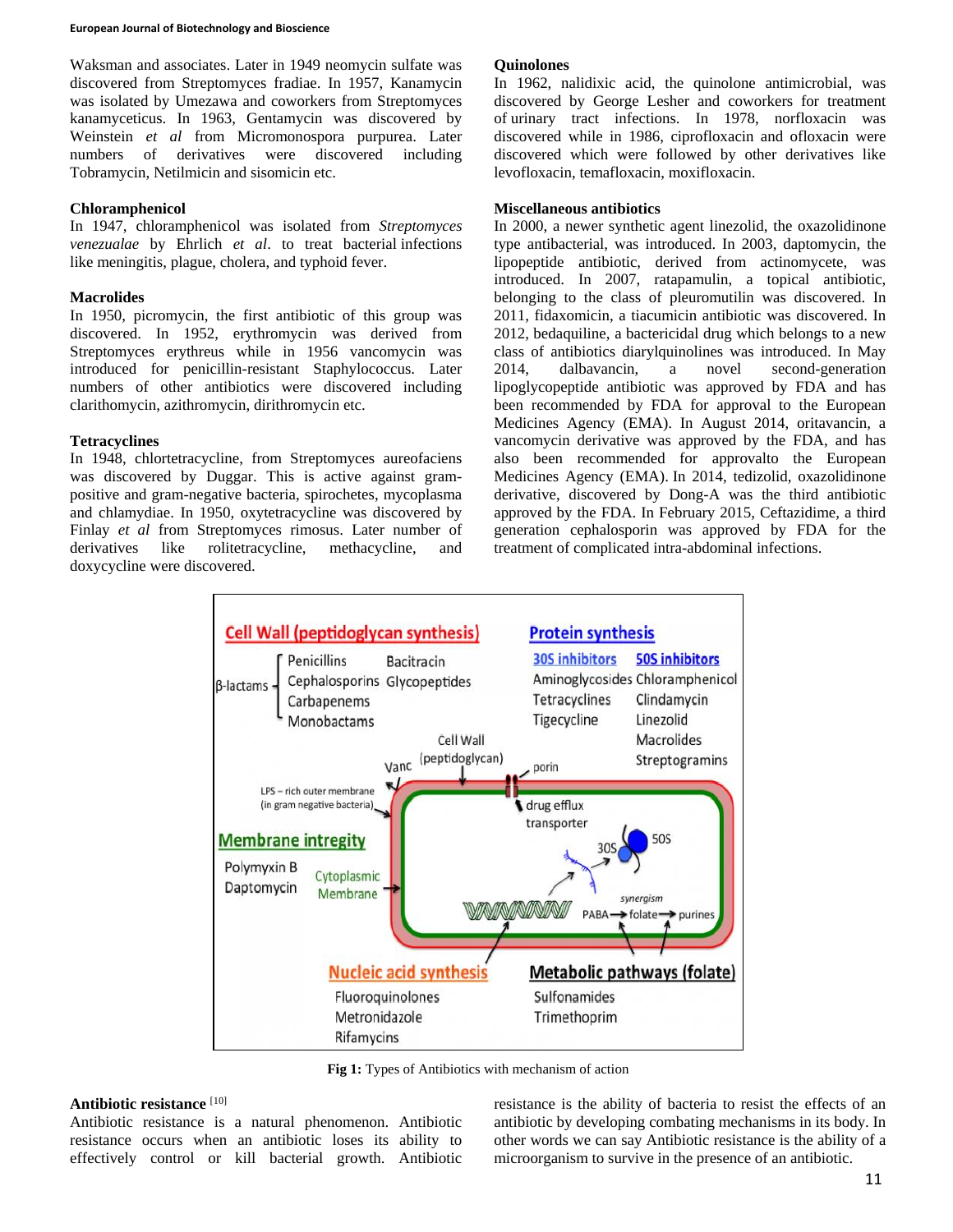Waksman and associates. Later in 1949 neomycin sulfate was discovered from Streptomyces fradiae. In 1957, Kanamycin was isolated by Umezawa and coworkers from Streptomyces kanamyceticus. In 1963, Gentamycin was discovered by Weinstein *et al* from Micromonospora purpurea. Later numbers of derivatives were discovered including Tobramycin, Netilmicin and sisomicin etc.

**Chloramphenicol**

In 1947, chloramphenicol was isolated from *Streptomyces venezualae* by Ehrlich *et al*. to treat bacterial infections like meningitis, plague, cholera, and typhoid fever.

**Macrolides**

In 1950, picromycin, the first antibiotic of this group was discovered. In 1952, erythromycin was derived from Streptomyces erythreus while in 1956 vancomycin was introduced for penicillin-resistant Staphylococcus. Later numbers of other antibiotics were discovered including clarithomycin, azithromycin, dirithromycin etc.

**Tetracyclines**

In 1948, chlortetracycline, from Streptomyces aureofaciens was discovered by Duggar. This is active against gram-positive and gram-negative bacteria, spirochetes, mycoplasma and chlamydiae. In 1950, oxytetracycline was discovered by Finlay *et al* from Streptomyces rimosus. Later number of derivatives like rolitetracycline, methacycline, and doxycycline were discovered.

**Quinolones**

In 1962, nalidixic acid, the quinolone antimicrobial, was discovered by George Lesher and coworkers for treatment of urinary tract infections. In 1978, norfloxacin was discovered while in 1986, ciprofloxacin and ofloxacin were discovered which were followed by other derivatives like levofloxacin, temafloxacin, moxifloxacin.

**Miscellaneous antibiotics**

In 2000, a newer synthetic agent linezolid, the oxazolidinone type antibacterial, was introduced. In 2003, daptomycin, the lipopeptide antibiotic, derived from actinomycete, was introduced. In 2007, ratapamulin, a topical antibiotic, belonging to the class of pleuromutilin was discovered. In 2011, fidaxomicin, a tiacumicin antibiotic was discovered. In 2012, bedaquiline, a bactericidal drug which belongs to a new class of antibiotics diarylquinolines was introduced. In May 2014, dalbavancin, a novel second-generation lipoglycopeptide antibiotic was approved by FDA and has been recommended by FDA for approval to the European Medicines Agency (EMA). In August 2014, oritavancin, a vancomycin derivative was approved by the FDA, and has also been recommended for approvalto the European Medicines Agency (EMA). In 2014, tedizolid, oxazolidinone derivative, discovered by Dong-A was the third antibiotic approved by the FDA. In February 2015, Ceftazidime, a third generation cephalosporin was approved by FDA for the treatment of complicated intra-abdominal infections.

**Fig 1:** Types of Antibiotics with mechanism of action

**Antibiotic resistance** [10]

Antibiotic resistance is a natural phenomenon. Antibiotic resistance occurs when an antibiotic loses its ability to effectively control or kill bacterial growth. Antibiotic resistance is the ability of bacteria to resist the effects of an antibiotic by developing combating mechanisms in its body. In other words we can say Antibiotic resistance is the ability of a microorganism to survive in the presence of an antibiotic.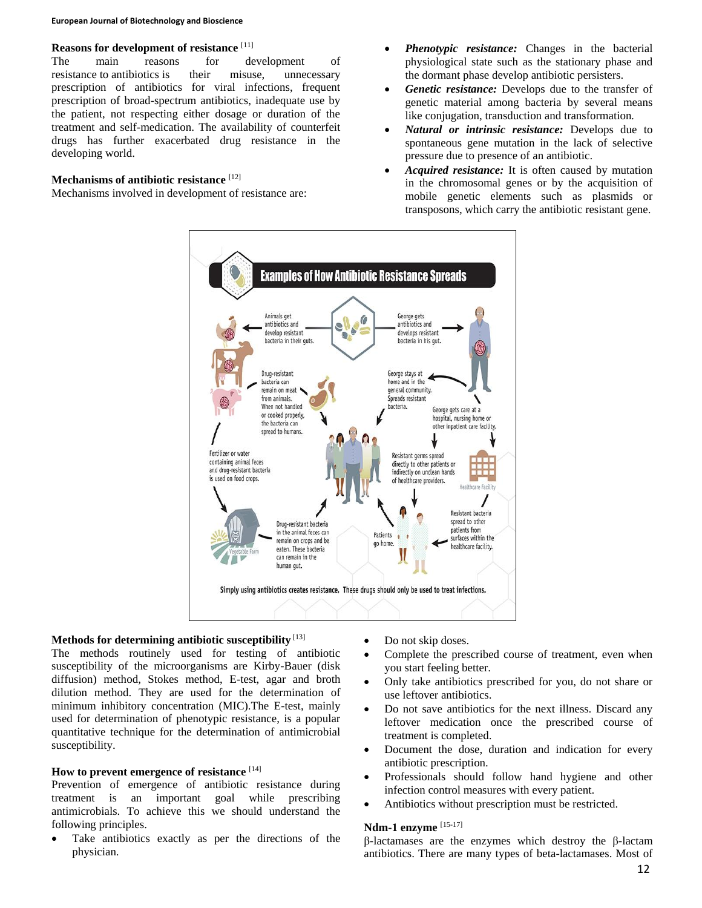### Reasons for development of resistance [11]

The main reasons for development of resistance to antibiotics is their misuse, unnecessary prescription of antibiotics for viral infections, frequent prescription of broad-spectrum antibiotics, inadequate use by the patient, not respecting either dosage or duration of the treatment and self-medication. The availability of counterfeit drugs has further exacerbated drug resistance in the developing world.

### Mechanisms of antibiotic resistance [12]

Mechanisms involved in development of resistance are:

- ***Phenotypic resistance:*** Changes in the bacterial physiological state such as the stationary phase and the dormant phase develop antibiotic persisters.
- ***Genetic resistance:*** Develops due to the transfer of genetic material among bacteria by several means like conjugation, transduction and transformation.
- ***Natural or intrinsic resistance:*** Develops due to spontaneous gene mutation in the lack of selective pressure due to presence of an antibiotic.
- ***Acquired resistance:*** It is often caused by mutation in the chromosomal genes or by the acquisition of mobile genetic elements such as plasmids or transposons, which carry the antibiotic resistant gene.

### Methods for determining antibiotic susceptibility [13]

The methods routinely used for testing of antibiotic susceptibility of the microorganisms are Kirby-Bauer (disk diffusion) method, Stokes method, E-test, agar and broth dilution method. They are used for the determination of minimum inhibitory concentration (MIC).The E-test, mainly used for determination of phenotypic resistance, is a popular quantitative technique for the determination of antimicrobial susceptibility.

### How to prevent emergence of resistance [14]

Prevention of emergence of antibiotic resistance during treatment is an important goal while prescribing antimicrobials. To achieve this we should understand the following principles.

- Take antibiotics exactly as per the directions of the physician.
- Do not skip doses.
- Complete the prescribed course of treatment, even when you start feeling better.
- Only take antibiotics prescribed for you, do not share or use leftover antibiotics.
- Do not save antibiotics for the next illness. Discard any leftover medication once the prescribed course of treatment is completed.
- Document the dose, duration and indication for every antibiotic prescription.
- Professionals should follow hand hygiene and other infection control measures with every patient.
- Antibiotics without prescription must be restricted.

### Ndm-1 enzyme [15-17]

β-lactamases are the enzymes which destroy the β-lactam antibiotics. There are many types of beta-lactamases. Most of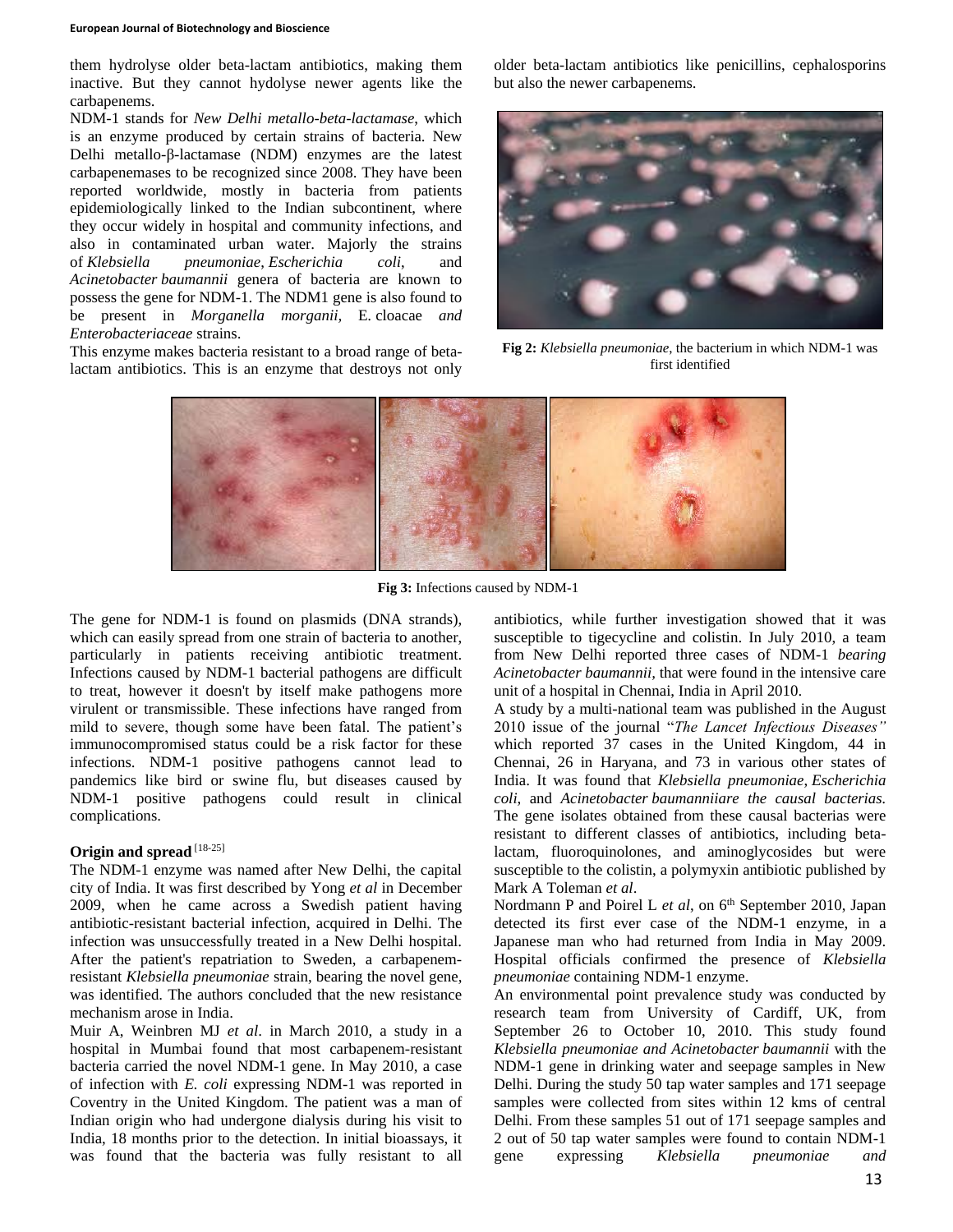them hydrolyse older beta-lactam antibiotics, making them inactive. But they cannot hydolyse newer agents like the carbapenems.

NDM-1 stands for *New Delhi metallo-beta-lactamase*, which is an enzyme produced by certain strains of bacteria. New Delhi metallo-β-lactamase (NDM) enzymes are the latest carbapenemases to be recognized since 2008. They have been reported worldwide, mostly in bacteria from patients epidemiologically linked to the Indian subcontinent, where they occur widely in hospital and community infections, and also in contaminated urban water. Majorly the strains of *Klebsiella pneumoniae*, *Escherichia coli*, and *Acinetobacter baumannii* genera of bacteria are known to possess the gene for NDM-1. The NDM1 gene is also found to be present in *Morganella morganii,* E. cloacae *and Enterobacteriaceae* strains.

This enzyme makes bacteria resistant to a broad range of beta-lactam antibiotics. This is an enzyme that destroys not only older beta-lactam antibiotics like penicillins, cephalosporins but also the newer carbapenems.

**Fig 2:** *Klebsiella pneumoniae*, the bacterium in which NDM-1 was first identified

**Fig 3:** Infections caused by NDM-1

The gene for NDM-1 is found on plasmids (DNA strands), which can easily spread from one strain of bacteria to another, particularly in patients receiving antibiotic treatment. Infections caused by NDM-1 bacterial pathogens are difficult to treat, however it doesn't by itself make pathogens more virulent or transmissible. These infections have ranged from mild to severe, though some have been fatal. The patient's immunocompromised status could be a risk factor for these infections. NDM-1 positive pathogens cannot lead to pandemics like bird or swine flu, but diseases caused by NDM-1 positive pathogens could result in clinical complications.

## Origin and spread [18-25]

The NDM-1 enzyme was named after New Delhi, the capital city of India. It was first described by Yong *et al* in December 2009, when he came across a Swedish patient having antibiotic-resistant bacterial infection, acquired in Delhi. The infection was unsuccessfully treated in a New Delhi hospital. After the patient's repatriation to Sweden, a carbapenem-resistant *Klebsiella pneumoniae* strain, bearing the novel gene, was identified. The authors concluded that the new resistance mechanism arose in India.

Muir A, Weinbren MJ *et al*. in March 2010, a study in a hospital in Mumbai found that most carbapenem-resistant bacteria carried the novel NDM-1 gene. In May 2010, a case of infection with *E. coli* expressing NDM-1 was reported in Coventry in the United Kingdom. The patient was a man of Indian origin who had undergone dialysis during his visit to India, 18 months prior to the detection. In initial bioassays, it was found that the bacteria was fully resistant to all antibiotics, while further investigation showed that it was susceptible to tigecycline and colistin. In July 2010, a team from New Delhi reported three cases of NDM-1 *bearing Acinetobacter baumannii*, that were found in the intensive care unit of a hospital in Chennai, India in April 2010.

A study by a multi-national team was published in the August 2010 issue of the journal "*The Lancet Infectious Diseases"* which reported 37 cases in the United Kingdom, 44 in Chennai, 26 in Haryana, and 73 in various other states of India. It was found that *Klebsiella pneumoniae, Escherichia coli*, and *Acinetobacter baumanniiare the causal bacterias.* The gene isolates obtained from these causal bacterias were resistant to different classes of antibiotics, including beta-lactam, fluoroquinolones, and aminoglycosides but were susceptible to the colistin, a polymyxin antibiotic published by Mark A Toleman *et al*.

Nordmann P and Poirel L *et al*, on 6th September 2010, Japan detected its first ever case of the NDM-1 enzyme, in a Japanese man who had returned from India in May 2009. Hospital officials confirmed the presence of *Klebsiella pneumoniae* containing NDM-1 enzyme.

An environmental point prevalence study was conducted by research team from University of Cardiff, UK, from September 26 to October 10, 2010. This study found *Klebsiella pneumoniae and Acinetobacter baumannii* with the NDM-1 gene in drinking water and seepage samples in New Delhi. During the study 50 tap water samples and 171 seepage samples were collected from sites within 12 kms of central Delhi. From these samples 51 out of 171 seepage samples and 2 out of 50 tap water samples were found to contain NDM-1 gene expressing *Klebsiella pneumoniae and*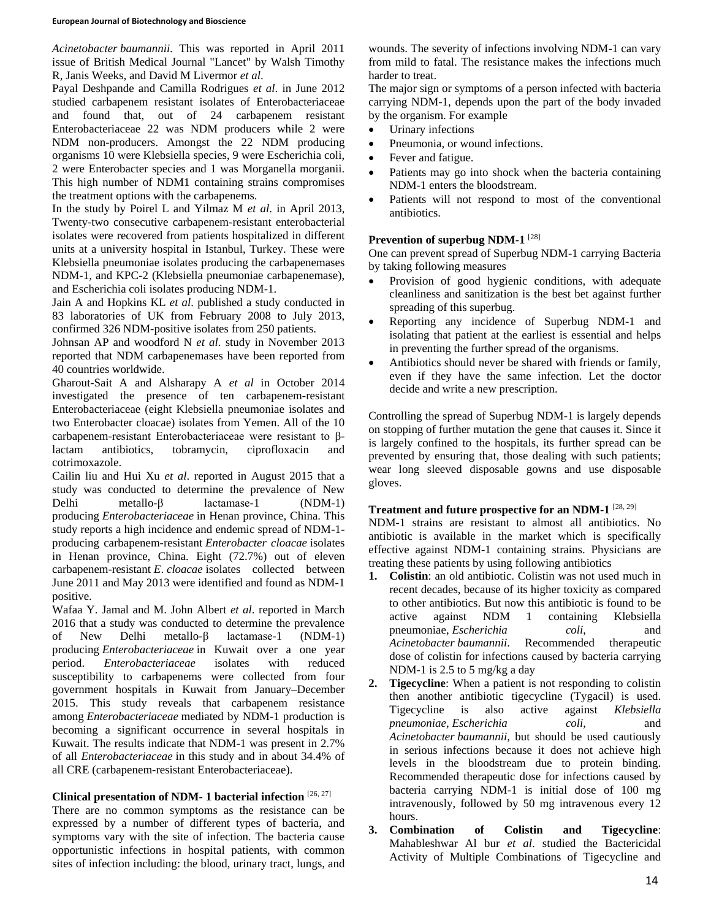*Acinetobacter baumannii*. This was reported in April 2011 issue of British Medical Journal "Lancet" by Walsh Timothy R, Janis Weeks, and David M Livermor *et al*.

Payal Deshpande and Camilla Rodrigues *et al*. in June 2012 studied carbapenem resistant isolates of Enterobacteriaceae and found that, out of 24 carbapenem resistant Enterobacteriaceae 22 was NDM producers while 2 were NDM non-producers. Amongst the 22 NDM producing organisms 10 were Klebsiella species, 9 were Escherichia coli, 2 were Enterobacter species and 1 was Morganella morganii. This high number of NDM1 containing strains compromises the treatment options with the carbapenems.

In the study by Poirel L and Yilmaz M *et al*. in April 2013, Twenty-two consecutive carbapenem-resistant enterobacterial isolates were recovered from patients hospitalized in different units at a university hospital in Istanbul, Turkey. These were Klebsiella pneumoniae isolates producing the carbapenemases NDM-1, and KPC-2 (Klebsiella pneumoniae carbapenemase), and Escherichia coli isolates producing NDM-1.

Jain A and Hopkins KL *et al*. published a study conducted in 83 laboratories of UK from February 2008 to July 2013, confirmed 326 NDM-positive isolates from 250 patients.

Johnsan AP and woodford N *et al*. study in November 2013 reported that NDM carbapenemases have been reported from 40 countries worldwide.

Gharout-Sait A and Alsharapy A *et al* in October 2014 investigated the presence of ten carbapenem-resistant Enterobacteriaceae (eight Klebsiella pneumoniae isolates and two Enterobacter cloacae) isolates from Yemen. All of the 10 carbapenem-resistant Enterobacteriaceae were resistant to β-lactam antibiotics, tobramycin, ciprofloxacin and cotrimoxazole.

Cailin liu and Hui Xu *et al*. reported in August 2015 that a study was conducted to determine the prevalence of New Delhi metallo-β lactamase-1 (NDM-1) producing *Enterobacteriaceae* in Henan province, China. This study reports a high incidence and endemic spread of NDM-1-producing carbapenem-resistant *Enterobacter cloacae* isolates in Henan province, China. Eight (72.7%) out of eleven carbapenem-resistant *E. cloacae* isolates collected between June 2011 and May 2013 were identified and found as NDM-1 positive.

Wafaa Y. Jamal and M. John Albert *et al*. reported in March 2016 that a study was conducted to determine the prevalence of New Delhi metallo-β lactamase-1 (NDM-1) producing *Enterobacteriaceae* in Kuwait over a one year period. *Enterobacteriaceae* isolates with reduced susceptibility to carbapenems were collected from four government hospitals in Kuwait from January–December 2015. This study reveals that carbapenem resistance among *Enterobacteriaceae* mediated by NDM-1 production is becoming a significant occurrence in several hospitals in Kuwait. The results indicate that NDM-1 was present in 2.7% of all *Enterobacteriaceae* in this study and in about 34.4% of all CRE (carbapenem-resistant Enterobacteriaceae).

### Clinical presentation of NDM- 1 bacterial infection [26, 27]

There are no common symptoms as the resistance can be expressed by a number of different types of bacteria, and symptoms vary with the site of infection. The bacteria cause opportunistic infections in hospital patients, with common sites of infection including: the blood, urinary tract, lungs, and wounds. The severity of infections involving NDM-1 can vary from mild to fatal. The resistance makes the infections much harder to treat.

The major sign or symptoms of a person infected with bacteria carrying NDM-1, depends upon the part of the body invaded by the organism. For example

- Urinary infections
- Pneumonia, or wound infections.
- Fever and fatigue.
- Patients may go into shock when the bacteria containing NDM-1 enters the bloodstream.
- Patients will not respond to most of the conventional antibiotics.

### Prevention of superbug NDM-1 [28]

One can prevent spread of Superbug NDM-1 carrying Bacteria by taking following measures

- Provision of good hygienic conditions, with adequate cleanliness and sanitization is the best bet against further spreading of this superbug.
- Reporting any incidence of Superbug NDM-1 and isolating that patient at the earliest is essential and helps in preventing the further spread of the organisms.
- Antibiotics should never be shared with friends or family, even if they have the same infection. Let the doctor decide and write a new prescription.

Controlling the spread of Superbug NDM-1 is largely depends on stopping of further mutation the gene that causes it. Since it is largely confined to the hospitals, its further spread can be prevented by ensuring that, those dealing with such patients; wear long sleeved disposable gowns and use disposable gloves.

### Treatment and future prospective for an NDM-1 [28, 29]

NDM-1 strains are resistant to almost all antibiotics. No antibiotic is available in the market which is specifically effective against NDM-1 containing strains. Physicians are treating these patients by using following antibiotics

1. **Colistin**: an old antibiotic. Colistin was not used much in recent decades, because of its higher toxicity as compared to other antibiotics. But now this antibiotic is found to be active against NDM 1 containing Klebsiella pneumoniae, *Escherichia coli*, and *Acinetobacter baumannii*. Recommended therapeutic dose of colistin for infections caused by bacteria carrying NDM-1 is 2.5 to 5 mg/kg a day
2. **Tigecycline**: When a patient is not responding to colistin then another antibiotic tigecycline (Tygacil) is used. Tigecycline is also active against *Klebsiella pneumoniae*, *Escherichia coli*, and *Acinetobacter baumannii,* but should be used cautiously in serious infections because it does not achieve high levels in the bloodstream due to protein binding. Recommended therapeutic dose for infections caused by bacteria carrying NDM-1 is initial dose of 100 mg intravenously, followed by 50 mg intravenous every 12 hours.
3. **Combination of Colistin and Tigecycline**: Mahableshwar Al bur *et al*. studied the Bactericidal Activity of Multiple Combinations of Tigecycline and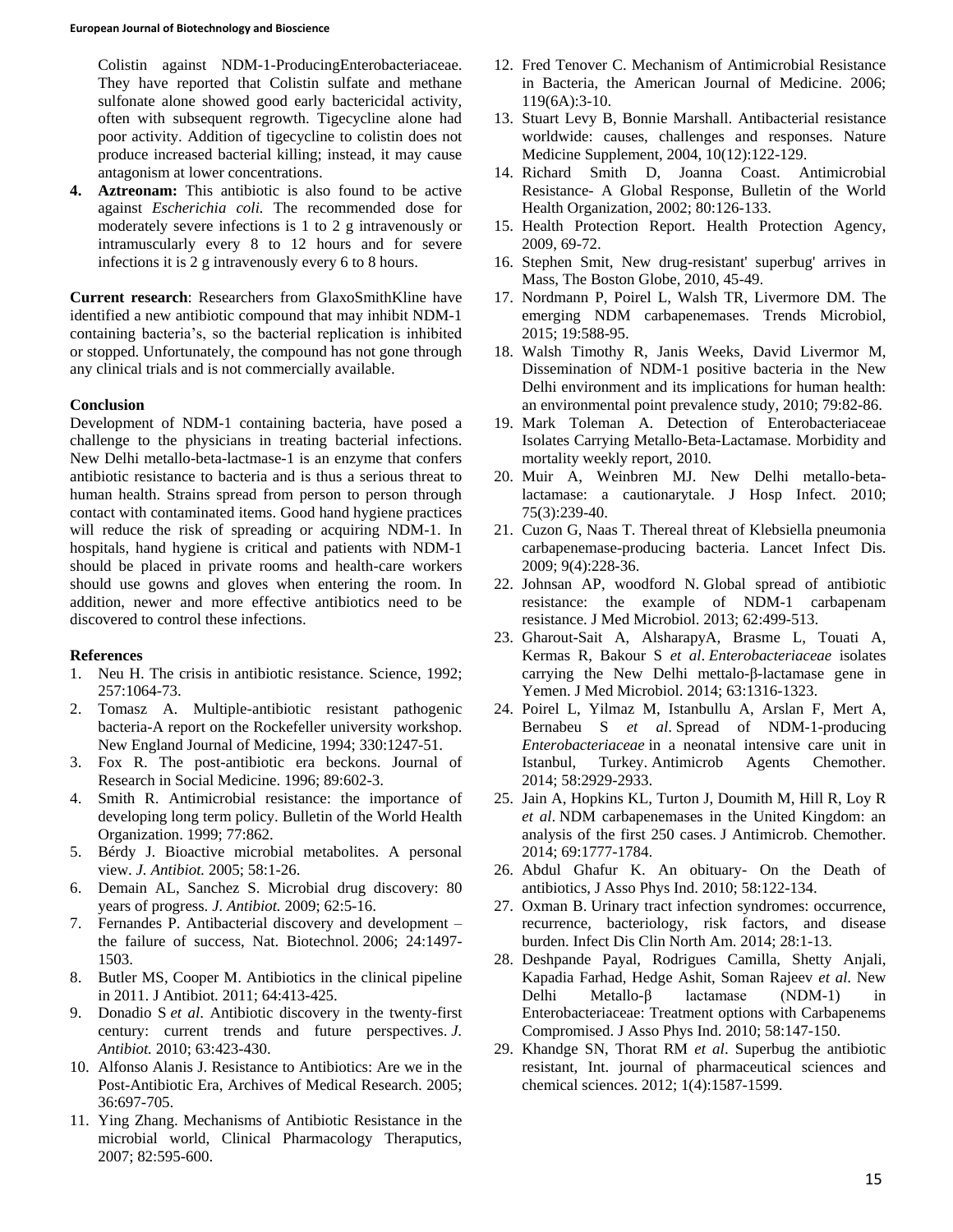Colistin against NDM-1-ProducingEnterobacteriaceae. They have reported that Colistin sulfate and methane sulfonate alone showed good early bactericidal activity, often with subsequent regrowth. Tigecycline alone had poor activity. Addition of tigecycline to colistin does not produce increased bacterial killing; instead, it may cause antagonism at lower concentrations.

4. **Aztreonam:** This antibiotic is also found to be active against *Escherichia coli.* The recommended dose for moderately severe infections is 1 to 2 g intravenously or intramuscularly every 8 to 12 hours and for severe infections it is 2 g intravenously every 6 to 8 hours.

**Current research**: Researchers from GlaxoSmithKline have identified a new antibiotic compound that may inhibit NDM-1 containing bacteria's, so the bacterial replication is inhibited or stopped. Unfortunately, the compound has not gone through any clinical trials and is not commercially available.

## Conclusion

Development of NDM-1 containing bacteria, have posed a challenge to the physicians in treating bacterial infections. New Delhi metallo-beta-lactmase-1 is an enzyme that confers antibiotic resistance to bacteria and is thus a serious threat to human health. Strains spread from person to person through contact with contaminated items. Good hand hygiene practices will reduce the risk of spreading or acquiring NDM-1. In hospitals, hand hygiene is critical and patients with NDM-1 should be placed in private rooms and health-care workers should use gowns and gloves when entering the room. In addition, newer and more effective antibiotics need to be discovered to control these infections.

## References

1. Neu H. The crisis in antibiotic resistance. Science, 1992; 257:1064-73.
2. Tomasz A. Multiple-antibiotic resistant pathogenic bacteria-A report on the Rockefeller university workshop. New England Journal of Medicine, 1994; 330:1247-51.
3. Fox R. The post-antibiotic era beckons. Journal of Research in Social Medicine. 1996; 89:602-3.
4. Smith R. Antimicrobial resistance: the importance of developing long term policy. Bulletin of the World Health Organization. 1999; 77:862.
5. Bérdy J. Bioactive microbial metabolites. A personal view. *J. Antibiot.* 2005; 58:1-26.
6. Demain AL, Sanchez S. Microbial drug discovery: 80 years of progress. *J. Antibiot.* 2009; 62:5-16.
7. Fernandes P. Antibacterial discovery and development – the failure of success, Nat. Biotechnol. 2006; 24:1497-1503.
8. Butler MS, Cooper M. Antibiotics in the clinical pipeline in 2011. J Antibiot. 2011; 64:413-425.
9. Donadio S *et al*. Antibiotic discovery in the twenty-first century: current trends and future perspectives. *J. Antibiot.* 2010; 63:423-430.
10. Alfonso Alanis J. Resistance to Antibiotics: Are we in the Post-Antibiotic Era, Archives of Medical Research. 2005; 36:697-705.
11. Ying Zhang. Mechanisms of Antibiotic Resistance in the microbial world, Clinical Pharmacology Theraputics, 2007; 82:595-600.
12. Fred Tenover C. Mechanism of Antimicrobial Resistance in Bacteria, the American Journal of Medicine. 2006; 119(6A):3-10.
13. Stuart Levy B, Bonnie Marshall. Antibacterial resistance worldwide: causes, challenges and responses. Nature Medicine Supplement, 2004, 10(12):122-129.
14. Richard Smith D, Joanna Coast. Antimicrobial Resistance- A Global Response, Bulletin of the World Health Organization, 2002; 80:126-133.
15. Health Protection Report. Health Protection Agency, 2009, 69-72.
16. Stephen Smit, New drug-resistant' superbug' arrives in Mass, The Boston Globe, 2010, 45-49.
17. Nordmann P, Poirel L, Walsh TR, Livermore DM. The emerging NDM carbapenemases. Trends Microbiol, 2015; 19:588-95.
18. Walsh Timothy R, Janis Weeks, David Livermor M, Dissemination of NDM-1 positive bacteria in the New Delhi environment and its implications for human health: an environmental point prevalence study, 2010; 79:82-86.
19. Mark Toleman A. Detection of Enterobacteriaceae Isolates Carrying Metallo-Beta-Lactamase. Morbidity and mortality weekly report, 2010.
20. Muir A, Weinbren MJ. New Delhi metallo-beta-lactamase: a cautionarytale. J Hosp Infect. 2010; 75(3):239-40.
21. Cuzon G, Naas T. Thereal threat of Klebsiella pneumonia carbapenemase-producing bacteria. Lancet Infect Dis. 2009; 9(4):228-36.
22. Johnsan AP, woodford N. Global spread of antibiotic resistance: the example of NDM-1 carbapenam resistance. J Med Microbiol. 2013; 62:499-513.
23. Gharout-Sait A, AlsharapyA, Brasme L, Touati A, Kermas R, Bakour S *et al*. *Enterobacteriaceae* isolates carrying the New Delhi mettalo-β-lactamase gene in Yemen. J Med Microbiol. 2014; 63:1316-1323.
24. Poirel L, Yilmaz M, Istanbullu A, Arslan F, Mert A, Bernabeu S *et al*. Spread of NDM-1-producing *Enterobacteriaceae* in a neonatal intensive care unit in Istanbul, Turkey. Antimicrob Agents Chemother. 2014; 58:2929-2933.
25. Jain A, Hopkins KL, Turton J, Doumith M, Hill R, Loy R *et al*. NDM carbapenemases in the United Kingdom: an analysis of the first 250 cases. J Antimicrob. Chemother. 2014; 69:1777-1784.
26. Abdul Ghafur K. An obituary- On the Death of antibiotics, J Asso Phys Ind. 2010; 58:122-134.
27. Oxman B. Urinary tract infection syndromes: occurrence, recurrence, bacteriology, risk factors, and disease burden. Infect Dis Clin North Am. 2014; 28:1-13.
28. Deshpande Payal, Rodrigues Camilla, Shetty Anjali, Kapadia Farhad, Hedge Ashit, Soman Rajeev *et al.* New Delhi Metallo-β lactamase (NDM-1) in Enterobacteriaceae: Treatment options with Carbapenems Compromised. J Asso Phys Ind. 2010; 58:147-150.
29. Khandge SN, Thorat RM *et al*. Superbug the antibiotic resistant, Int. journal of pharmaceutical sciences and chemical sciences. 2012; 1(4):1587-1599.